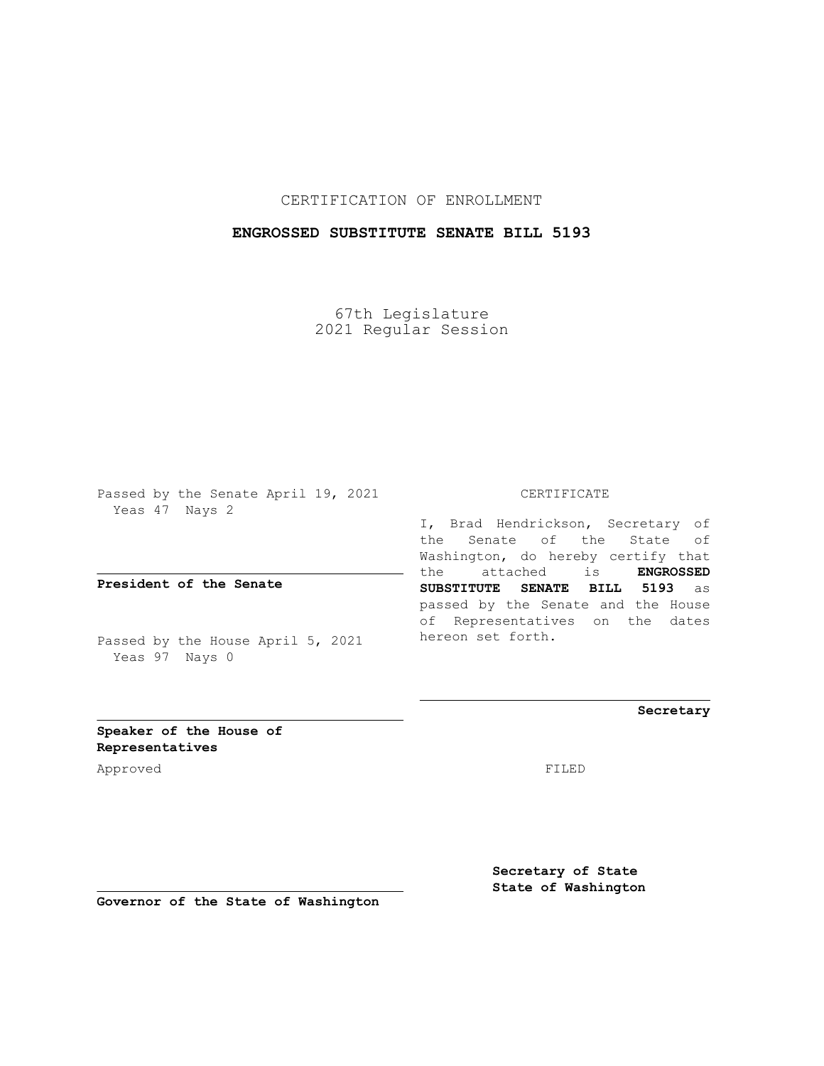CERTIFICATION OF ENROLLMENT

**ENGROSSED SUBSTITUTE SENATE BILL 5193**

67th Legislature
2021 Regular Session

Passed by the Senate April 19, 2021
Yeas 47 Nays 2

**President of the Senate**

Passed by the House April 5, 2021
Yeas 97 Nays 0

**Speaker of the House of Representatives**

Approved

**Governor of the State of Washington**

CERTIFICATE

I, Brad Hendrickson, Secretary of the Senate of the State of Washington, do hereby certify that the attached is **ENGROSSED SUBSTITUTE SENATE BILL 5193** as passed by the Senate and the House of Representatives on the dates hereon set forth.

**Secretary**

FILED

**Secretary of State**
**State of Washington**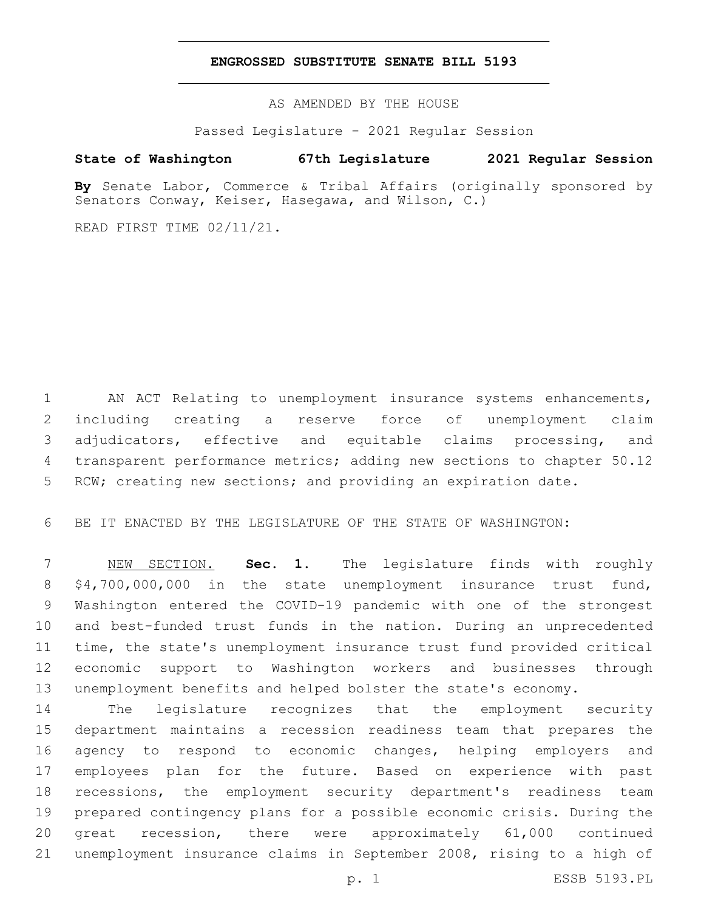# ENGROSSED SUBSTITUTE SENATE BILL 5193

AS AMENDED BY THE HOUSE

Passed Legislature - 2021 Regular Session

**State of Washington 67th Legislature 2021 Regular Session**

**By** Senate Labor, Commerce & Tribal Affairs (originally sponsored by Senators Conway, Keiser, Hasegawa, and Wilson, C.)

READ FIRST TIME 02/11/21.

AN ACT Relating to unemployment insurance systems enhancements, including creating a reserve force of unemployment claim adjudicators, effective and equitable claims processing, and transparent performance metrics; adding new sections to chapter 50.12 RCW; creating new sections; and providing an expiration date.

BE IT ENACTED BY THE LEGISLATURE OF THE STATE OF WASHINGTON:

NEW SECTION. **Sec. 1.** The legislature finds with roughly $4,700,000,000 in the state unemployment insurance trust fund, Washington entered the COVID-19 pandemic with one of the strongest and best-funded trust funds in the nation. During an unprecedented time, the state's unemployment insurance trust fund provided critical economic support to Washington workers and businesses through unemployment benefits and helped bolster the state's economy.

The legislature recognizes that the employment security department maintains a recession readiness team that prepares the agency to respond to economic changes, helping employers and employees plan for the future. Based on experience with past recessions, the employment security department's readiness team prepared contingency plans for a possible economic crisis. During the great recession, there were approximately 61,000 continued unemployment insurance claims in September 2008, rising to a high of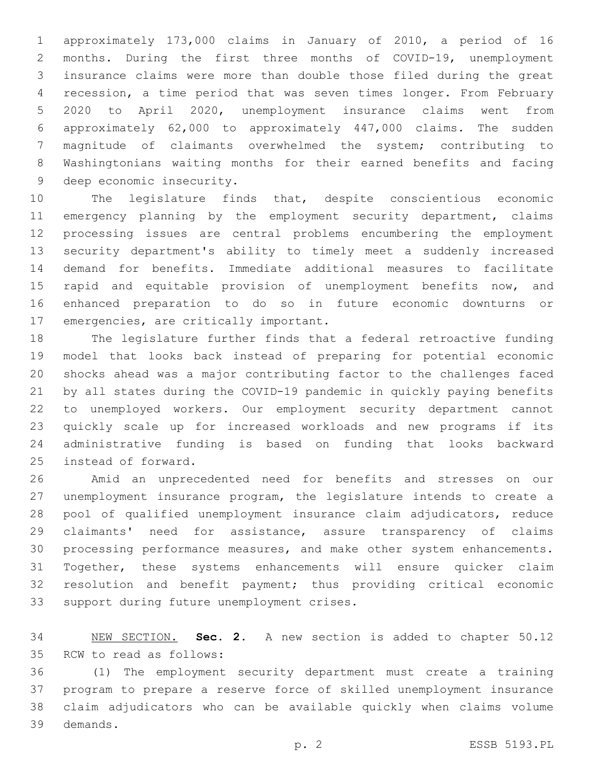approximately 173,000 claims in January of 2010, a period of 16 months. During the first three months of COVID-19, unemployment insurance claims were more than double those filed during the great recession, a time period that was seven times longer. From February 2020 to April 2020, unemployment insurance claims went from approximately 62,000 to approximately 447,000 claims. The sudden magnitude of claimants overwhelmed the system; contributing to Washingtonians waiting months for their earned benefits and facing deep economic insecurity.

The legislature finds that, despite conscientious economic emergency planning by the employment security department, claims processing issues are central problems encumbering the employment security department's ability to timely meet a suddenly increased demand for benefits. Immediate additional measures to facilitate rapid and equitable provision of unemployment benefits now, and enhanced preparation to do so in future economic downturns or emergencies, are critically important.

The legislature further finds that a federal retroactive funding model that looks back instead of preparing for potential economic shocks ahead was a major contributing factor to the challenges faced by all states during the COVID-19 pandemic in quickly paying benefits to unemployed workers. Our employment security department cannot quickly scale up for increased workloads and new programs if its administrative funding is based on funding that looks backward instead of forward.

Amid an unprecedented need for benefits and stresses on our unemployment insurance program, the legislature intends to create a pool of qualified unemployment insurance claim adjudicators, reduce claimants' need for assistance, assure transparency of claims processing performance measures, and make other system enhancements. Together, these systems enhancements will ensure quicker claim resolution and benefit payment; thus providing critical economic support during future unemployment crises.

NEW SECTION. **Sec. 2.** A new section is added to chapter 50.12 RCW to read as follows:

(1) The employment security department must create a training program to prepare a reserve force of skilled unemployment insurance claim adjudicators who can be available quickly when claims volume demands.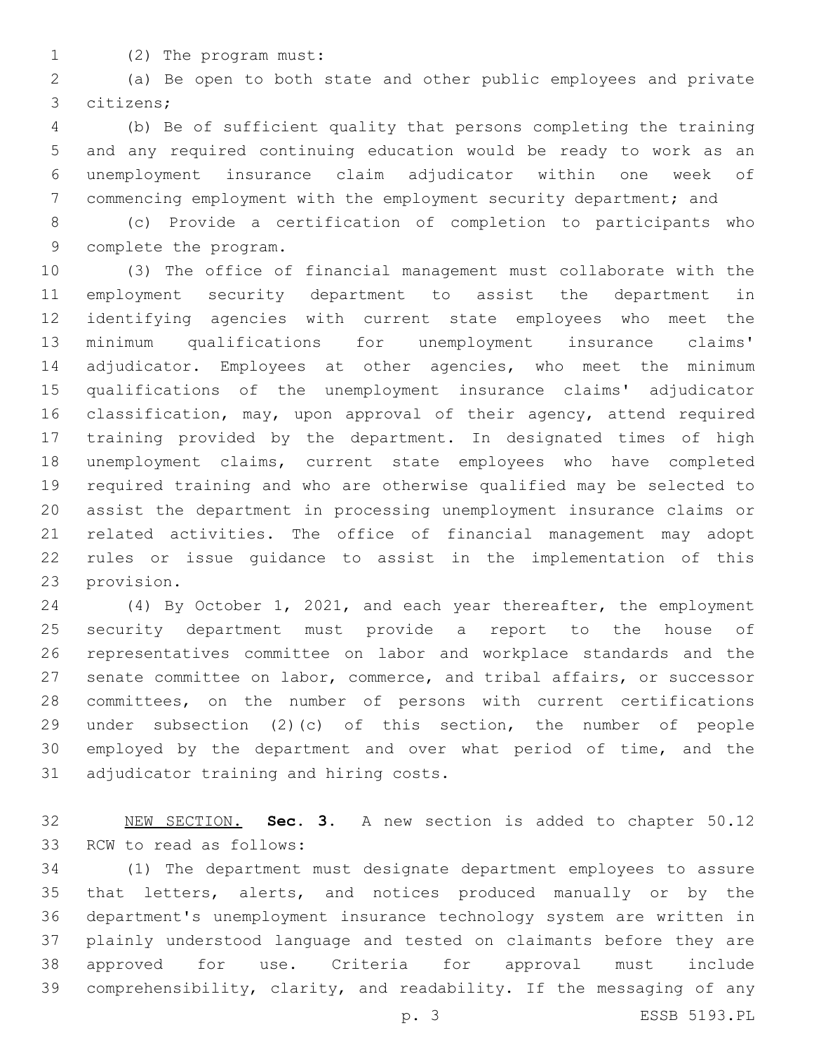(2) The program must:

(a) Be open to both state and other public employees and private citizens;

(b) Be of sufficient quality that persons completing the training and any required continuing education would be ready to work as an unemployment insurance claim adjudicator within one week of commencing employment with the employment security department; and

(c) Provide a certification of completion to participants who complete the program.

(3) The office of financial management must collaborate with the employment security department to assist the department in identifying agencies with current state employees who meet the minimum qualifications for unemployment insurance claims' adjudicator. Employees at other agencies, who meet the minimum qualifications of the unemployment insurance claims' adjudicator classification, may, upon approval of their agency, attend required training provided by the department. In designated times of high unemployment claims, current state employees who have completed required training and who are otherwise qualified may be selected to assist the department in processing unemployment insurance claims or related activities. The office of financial management may adopt rules or issue guidance to assist in the implementation of this provision.

(4) By October 1, 2021, and each year thereafter, the employment security department must provide a report to the house of representatives committee on labor and workplace standards and the senate committee on labor, commerce, and tribal affairs, or successor committees, on the number of persons with current certifications under subsection (2)(c) of this section, the number of people employed by the department and over what period of time, and the adjudicator training and hiring costs.

NEW SECTION. **Sec. 3.** A new section is added to chapter 50.12 RCW to read as follows:

(1) The department must designate department employees to assure that letters, alerts, and notices produced manually or by the department's unemployment insurance technology system are written in plainly understood language and tested on claimants before they are approved for use. Criteria for approval must include comprehensibility, clarity, and readability. If the messaging of any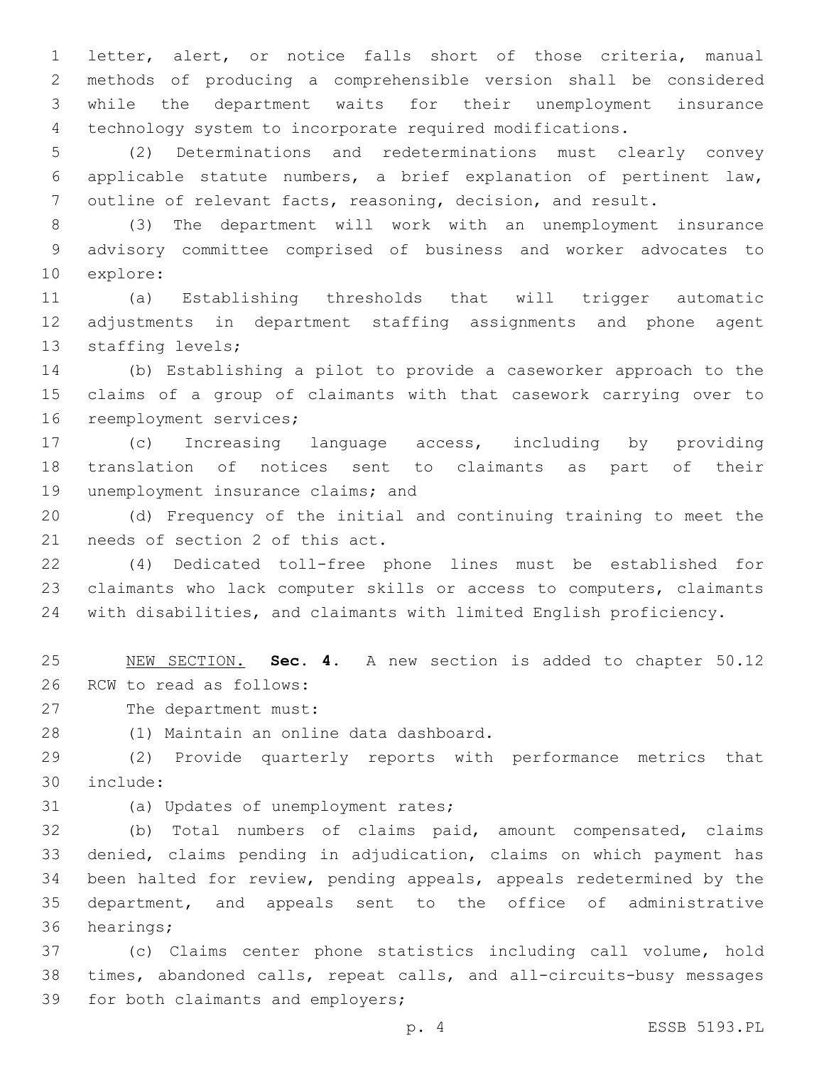letter, alert, or notice falls short of those criteria, manual methods of producing a comprehensible version shall be considered while the department waits for their unemployment insurance technology system to incorporate required modifications.

(2) Determinations and redeterminations must clearly convey applicable statute numbers, a brief explanation of pertinent law, outline of relevant facts, reasoning, decision, and result.

(3) The department will work with an unemployment insurance advisory committee comprised of business and worker advocates to explore:

(a) Establishing thresholds that will trigger automatic adjustments in department staffing assignments and phone agent staffing levels;

(b) Establishing a pilot to provide a caseworker approach to the claims of a group of claimants with that casework carrying over to reemployment services;

(c) Increasing language access, including by providing translation of notices sent to claimants as part of their unemployment insurance claims; and

(d) Frequency of the initial and continuing training to meet the needs of section 2 of this act.

(4) Dedicated toll-free phone lines must be established for claimants who lack computer skills or access to computers, claimants with disabilities, and claimants with limited English proficiency.

NEW SECTION. **Sec. 4.** A new section is added to chapter 50.12 RCW to read as follows:

The department must:

(1) Maintain an online data dashboard.

(2) Provide quarterly reports with performance metrics that include:

(a) Updates of unemployment rates;

(b) Total numbers of claims paid, amount compensated, claims denied, claims pending in adjudication, claims on which payment has been halted for review, pending appeals, appeals redetermined by the department, and appeals sent to the office of administrative hearings;

(c) Claims center phone statistics including call volume, hold times, abandoned calls, repeat calls, and all-circuits-busy messages for both claimants and employers;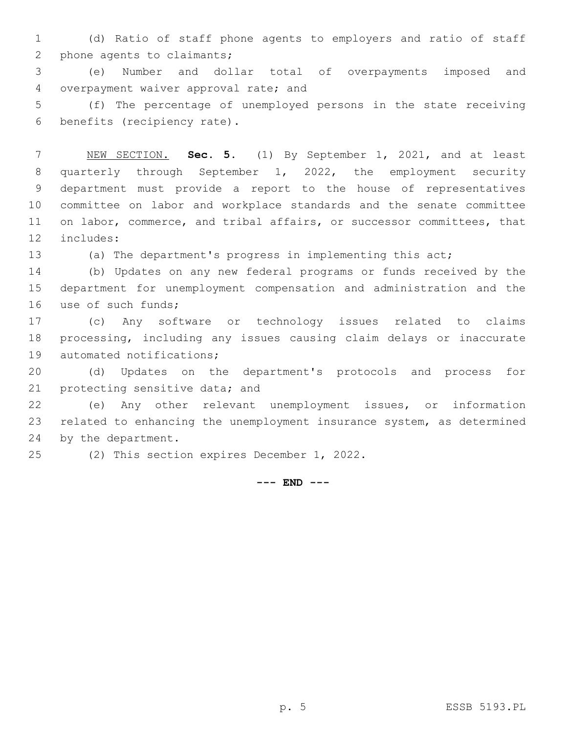(d) Ratio of staff phone agents to employers and ratio of staff phone agents to claimants;

(e) Number and dollar total of overpayments imposed and overpayment waiver approval rate; and

(f) The percentage of unemployed persons in the state receiving benefits (recipiency rate).

NEW SECTION. **Sec. 5.** (1) By September 1, 2021, and at least quarterly through September 1, 2022, the employment security department must provide a report to the house of representatives committee on labor and workplace standards and the senate committee on labor, commerce, and tribal affairs, or successor committees, that includes:

(a) The department's progress in implementing this act;

(b) Updates on any new federal programs or funds received by the department for unemployment compensation and administration and the use of such funds;

(c) Any software or technology issues related to claims processing, including any issues causing claim delays or inaccurate automated notifications;

(d) Updates on the department's protocols and process for protecting sensitive data; and

(e) Any other relevant unemployment issues, or information related to enhancing the unemployment insurance system, as determined by the department.

(2) This section expires December 1, 2022.

**--- END ---**